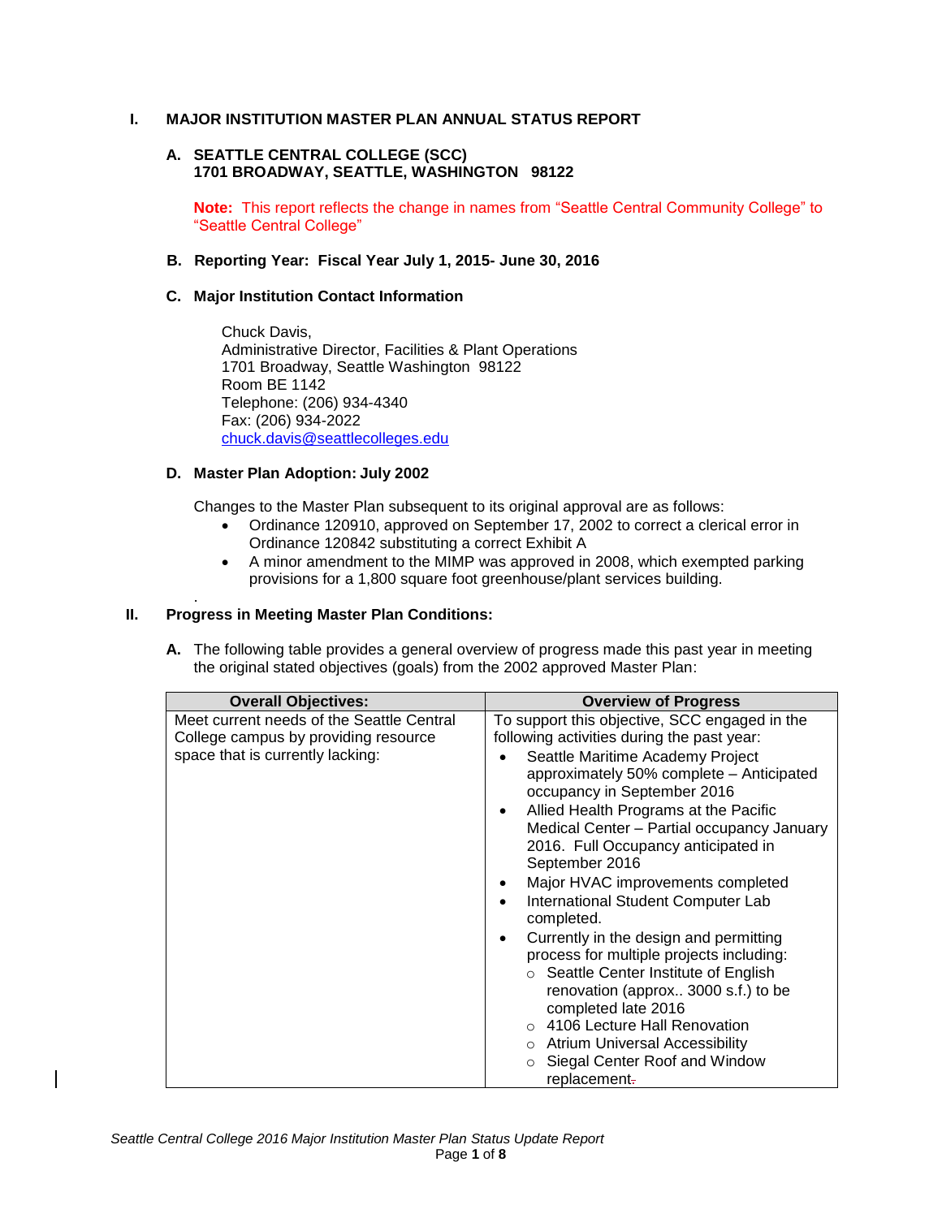# I. MAJOR INSTITUTION MASTER PLAN ANNUAL STATUS REPORT

## A. SEATTLE CENTRAL COLLEGE (SCC) 1701 BROADWAY, SEATTLE, WASHINGTON 98122

**Note:** This report reflects the change in names from “Seattle Central Community College” to “Seattle Central College”

## B. Reporting Year: Fiscal Year July 1, 2015- June 30, 2016

## C. Major Institution Contact Information

Chuck Davis,
Administrative Director, Facilities & Plant Operations
1701 Broadway, Seattle Washington 98122
Room BE 1142
Telephone: (206) 934-4340
Fax: (206) 934-2022
chuck.davis@seattlecolleges.edu

## D. Master Plan Adoption: July 2002

Changes to the Master Plan subsequent to its original approval are as follows:

- Ordinance 120910, approved on September 17, 2002 to correct a clerical error in Ordinance 120842 substituting a correct Exhibit A
- A minor amendment to the MIMP was approved in 2008, which exempted parking provisions for a 1,800 square foot greenhouse/plant services building.

# II. Progress in Meeting Master Plan Conditions:

**A.** The following table provides a general overview of progress made this past year in meeting the original stated objectives (goals) from the 2002 approved Master Plan:

| Overall Objectives: | Overview of Progress |
| --- | --- |
| Meet current needs of the Seattle Central College campus by providing resource space that is currently lacking: | To support this objective, SCC engaged in the following activities during the past year:<br>• Seattle Maritime Academy Project approximately 50% complete – Anticipated occupancy in September 2016<br>• Allied Health Programs at the Pacific Medical Center – Partial occupancy January 2016. Full Occupancy anticipated in September 2016<br>• Major HVAC improvements completed<br>• International Student Computer Lab completed.<br>• Currently in the design and permitting process for multiple projects including:<br>&nbsp;&nbsp;○ Seattle Center Institute of English renovation (approx.. 3000 s.f.) to be completed late 2016<br>&nbsp;&nbsp;○ 4106 Lecture Hall Renovation<br>&nbsp;&nbsp;○ Atrium Universal Accessibility<br>&nbsp;&nbsp;○ Siegal Center Roof and Window replacement. |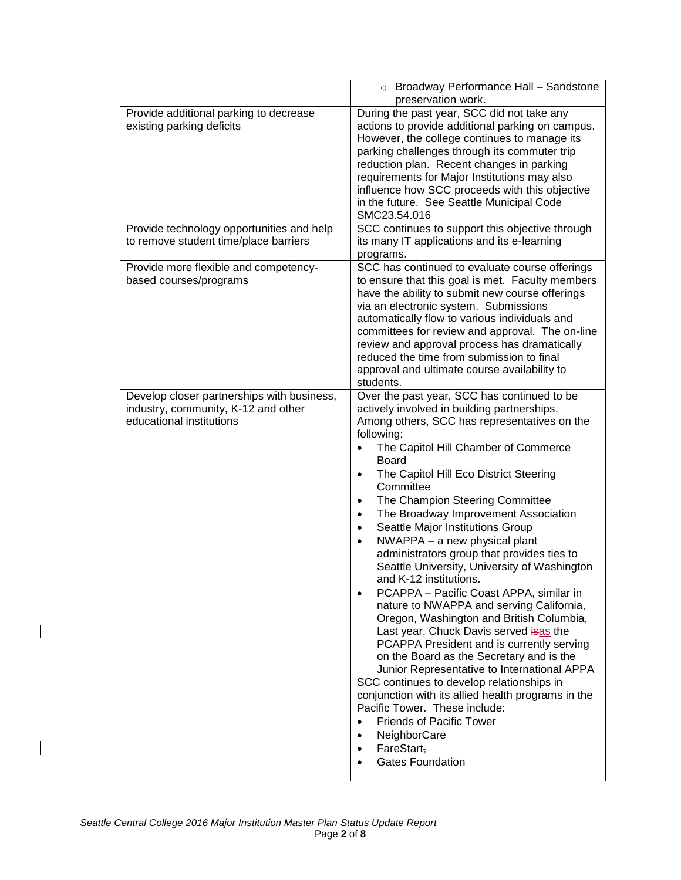| | |
|---|---|
| | ○ Broadway Performance Hall – Sandstone preservation work. |
| Provide additional parking to decrease existing parking deficits | During the past year, SCC did not take any actions to provide additional parking on campus. However, the college continues to manage its parking challenges through its commuter trip reduction plan. Recent changes in parking requirements for Major Institutions may also influence how SCC proceeds with this objective in the future. See Seattle Municipal Code SMC23.54.016 |
| Provide technology opportunities and help to remove student time/place barriers | SCC continues to support this objective through its many IT applications and its e-learning programs. |
| Provide more flexible and competency-based courses/programs | SCC has continued to evaluate course offerings to ensure that this goal is met. Faculty members have the ability to submit new course offerings via an electronic system. Submissions automatically flow to various individuals and committees for review and approval. The on-line review and approval process has dramatically reduced the time from submission to final approval and ultimate course availability to students. |
| Develop closer partnerships with business, industry, community, K-12 and other educational institutions | Over the past year, SCC has continued to be actively involved in building partnerships. Among others, SCC has representatives on the following:<br>• The Capitol Hill Chamber of Commerce Board<br>• The Capitol Hill Eco District Steering Committee<br>• The Champion Steering Committee<br>• The Broadway Improvement Association<br>• Seattle Major Institutions Group<br>• NWAPPA – a new physical plant administrators group that provides ties to Seattle University, University of Washington and K-12 institutions.<br>• PCAPPA – Pacific Coast APPA, similar in nature to NWAPPA and serving California, Oregon, Washington and British Columbia, Last year, Chuck Davis served as the PCAPPA President and is currently serving on the Board as the Secretary and is the Junior Representative to International APPA<br>SCC continues to develop relationships in conjunction with its allied health programs in the Pacific Tower. These include:<br>• Friends of Pacific Tower<br>• NeighborCare<br>• FareStart<br>• Gates Foundation |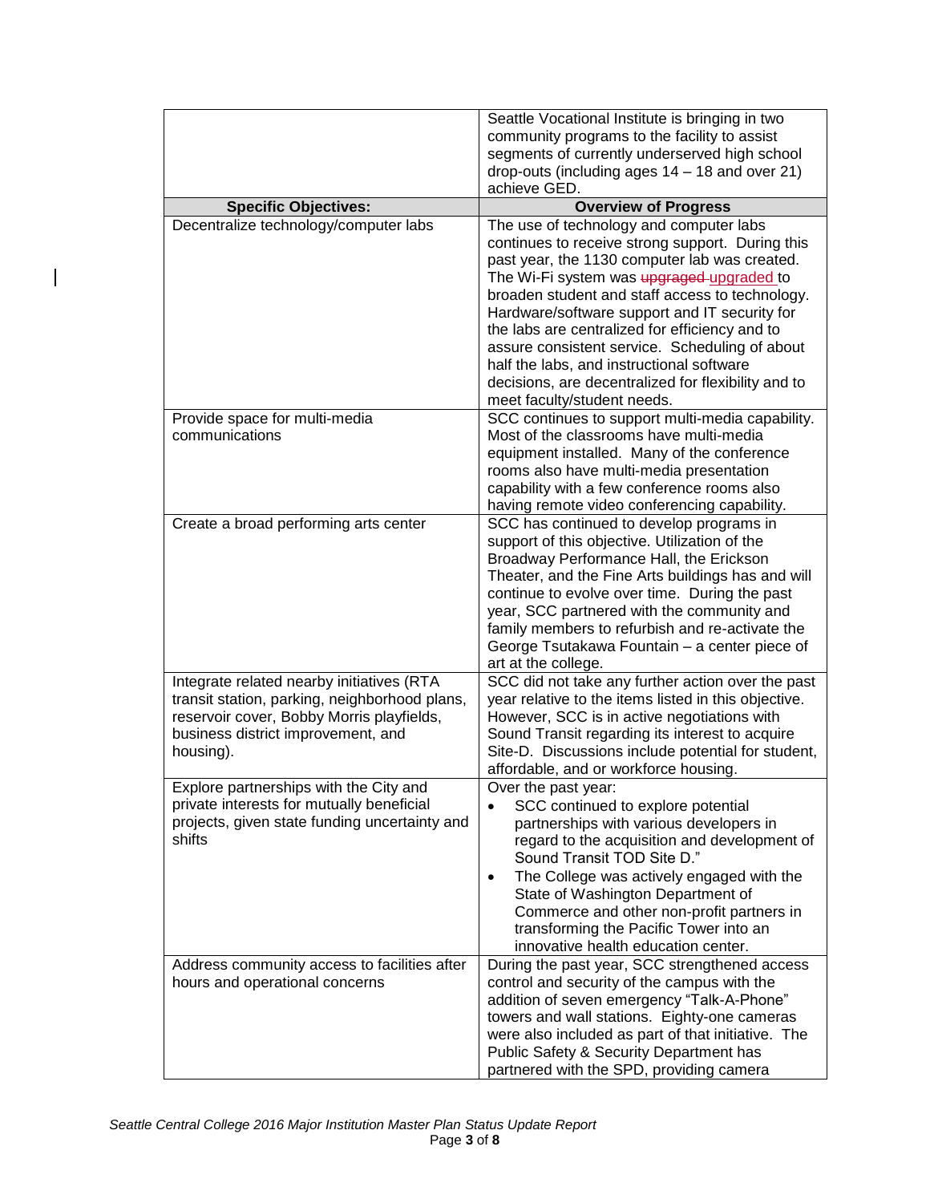| | |
|---|---|
| | Seattle Vocational Institute is bringing in two community programs to the facility to assist segments of currently underserved high school drop-outs (including ages 14 – 18 and over 21) achieve GED. |
| **Specific Objectives:** | **Overview of Progress** |
| Decentralize technology/computer labs | The use of technology and computer labs continues to receive strong support. During this past year, the 1130 computer lab was created. The Wi-Fi system was ~~upgraged~~ upgraded to broaden student and staff access to technology. Hardware/software support and IT security for the labs are centralized for efficiency and to assure consistent service. Scheduling of about half the labs, and instructional software decisions, are decentralized for flexibility and to meet faculty/student needs. |
| Provide space for multi-media communications | SCC continues to support multi-media capability. Most of the classrooms have multi-media equipment installed. Many of the conference rooms also have multi-media presentation capability with a few conference rooms also having remote video conferencing capability. |
| Create a broad performing arts center | SCC has continued to develop programs in support of this objective. Utilization of the Broadway Performance Hall, the Erickson Theater, and the Fine Arts buildings has and will continue to evolve over time. During the past year, SCC partnered with the community and family members to refurbish and re-activate the George Tsutakawa Fountain – a center piece of art at the college. |
| Integrate related nearby initiatives (RTA transit station, parking, neighborhood plans, reservoir cover, Bobby Morris playfields, business district improvement, and housing). | SCC did not take any further action over the past year relative to the items listed in this objective. However, SCC is in active negotiations with Sound Transit regarding its interest to acquire Site-D. Discussions include potential for student, affordable, and or workforce housing. |
| Explore partnerships with the City and private interests for mutually beneficial projects, given state funding uncertainty and shifts | Over the past year:<br>• SCC continued to explore potential partnerships with various developers in regard to the acquisition and development of Sound Transit TOD Site D."<br>• The College was actively engaged with the State of Washington Department of Commerce and other non-profit partners in transforming the Pacific Tower into an innovative health education center. |
| Address community access to facilities after hours and operational concerns | During the past year, SCC strengthened access control and security of the campus with the addition of seven emergency "Talk-A-Phone" towers and wall stations. Eighty-one cameras were also included as part of that initiative. The Public Safety & Security Department has partnered with the SPD, providing camera |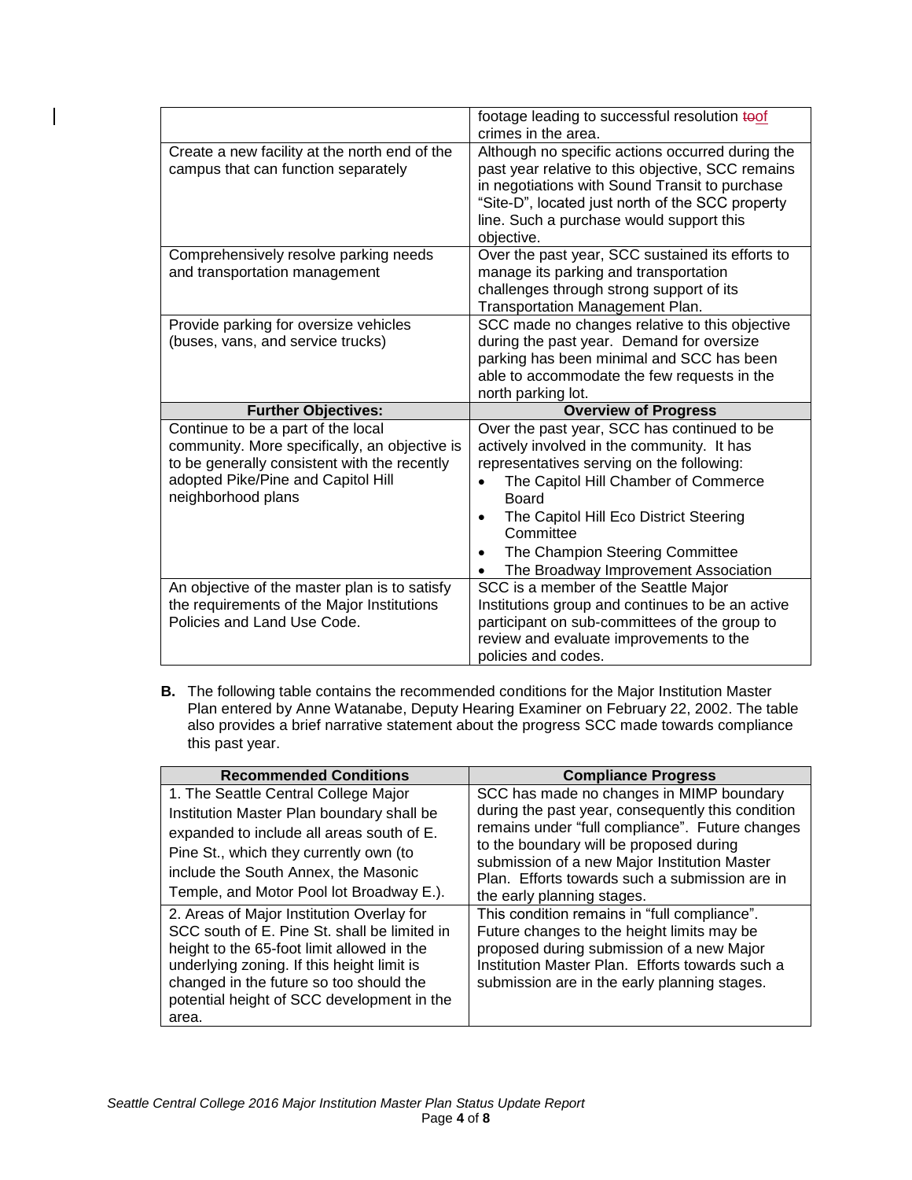| | |
|---|---|
| | footage leading to successful resolution of crimes in the area. |
| Create a new facility at the north end of the campus that can function separately | Although no specific actions occurred during the past year relative to this objective, SCC remains in negotiations with Sound Transit to purchase "Site-D", located just north of the SCC property line. Such a purchase would support this objective. |
| Comprehensively resolve parking needs and transportation management | Over the past year, SCC sustained its efforts to manage its parking and transportation challenges through strong support of its Transportation Management Plan. |
| Provide parking for oversize vehicles (buses, vans, and service trucks) | SCC made no changes relative to this objective during the past year. Demand for oversize parking has been minimal and SCC has been able to accommodate the few requests in the north parking lot. |
| **Further Objectives:** | **Overview of Progress** |
| Continue to be a part of the local community. More specifically, an objective is to be generally consistent with the recently adopted Pike/Pine and Capitol Hill neighborhood plans | Over the past year, SCC has continued to be actively involved in the community. It has representatives serving on the following:<br>• The Capitol Hill Chamber of Commerce Board<br>• The Capitol Hill Eco District Steering Committee<br>• The Champion Steering Committee<br>• The Broadway Improvement Association |
| An objective of the master plan is to satisfy the requirements of the Major Institutions Policies and Land Use Code. | SCC is a member of the Seattle Major Institutions group and continues to be an active participant on sub-committees of the group to review and evaluate improvements to the policies and codes. |

**B.** The following table contains the recommended conditions for the Major Institution Master Plan entered by Anne Watanabe, Deputy Hearing Examiner on February 22, 2002. The table also provides a brief narrative statement about the progress SCC made towards compliance this past year.

| Recommended Conditions | Compliance Progress |
|---|---|
| 1. The Seattle Central College Major Institution Master Plan boundary shall be expanded to include all areas south of E. Pine St., which they currently own (to include the South Annex, the Masonic Temple, and Motor Pool lot Broadway E.). | SCC has made no changes in MIMP boundary during the past year, consequently this condition remains under "full compliance". Future changes to the boundary will be proposed during submission of a new Major Institution Master Plan. Efforts towards such a submission are in the early planning stages. |
| 2. Areas of Major Institution Overlay for SCC south of E. Pine St. shall be limited in height to the 65-foot limit allowed in the underlying zoning. If this height limit is changed in the future so too should the potential height of SCC development in the area. | This condition remains in "full compliance". Future changes to the height limits may be proposed during submission of a new Major Institution Master Plan. Efforts towards such a submission are in the early planning stages. |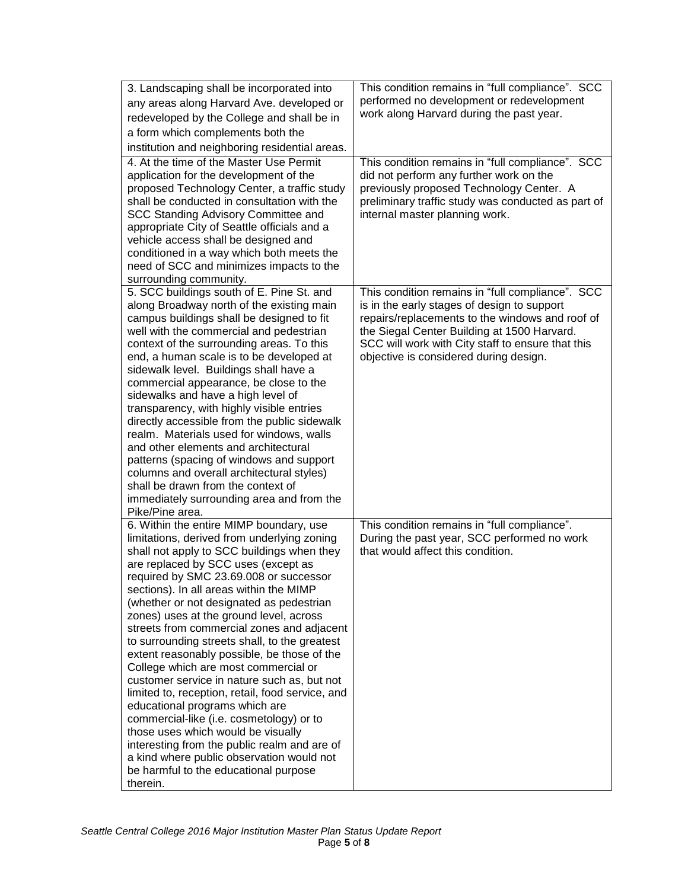| | |
|---|---|
| 3. Landscaping shall be incorporated into any areas along Harvard Ave. developed or redeveloped by the College and shall be in a form which complements both the institution and neighboring residential areas. | This condition remains in "full compliance". SCC performed no development or redevelopment work along Harvard during the past year. |
| 4. At the time of the Master Use Permit application for the development of the proposed Technology Center, a traffic study shall be conducted in consultation with the SCC Standing Advisory Committee and appropriate City of Seattle officials and a vehicle access shall be designed and conditioned in a way which both meets the need of SCC and minimizes impacts to the surrounding community. | This condition remains in "full compliance". SCC did not perform any further work on the previously proposed Technology Center. A preliminary traffic study was conducted as part of internal master planning work. |
| 5. SCC buildings south of E. Pine St. and along Broadway north of the existing main campus buildings shall be designed to fit well with the commercial and pedestrian context of the surrounding areas. To this end, a human scale is to be developed at sidewalk level. Buildings shall have a commercial appearance, be close to the sidewalks and have a high level of transparency, with highly visible entries directly accessible from the public sidewalk realm. Materials used for windows, walls and other elements and architectural patterns (spacing of windows and support columns and overall architectural styles) shall be drawn from the context of immediately surrounding area and from the Pike/Pine area. | This condition remains in "full compliance". SCC is in the early stages of design to support repairs/replacements to the windows and roof of the Siegal Center Building at 1500 Harvard. SCC will work with City staff to ensure that this objective is considered during design. |
| 6. Within the entire MIMP boundary, use limitations, derived from underlying zoning shall not apply to SCC buildings when they are replaced by SCC uses (except as required by SMC 23.69.008 or successor sections). In all areas within the MIMP (whether or not designated as pedestrian zones) uses at the ground level, across streets from commercial zones and adjacent to surrounding streets shall, to the greatest extent reasonably possible, be those of the College which are most commercial or customer service in nature such as, but not limited to, reception, retail, food service, and educational programs which are commercial-like (i.e. cosmetology) or to those uses which would be visually interesting from the public realm and are of a kind where public observation would not be harmful to the educational purpose therein. | This condition remains in "full compliance". During the past year, SCC performed no work that would affect this condition. |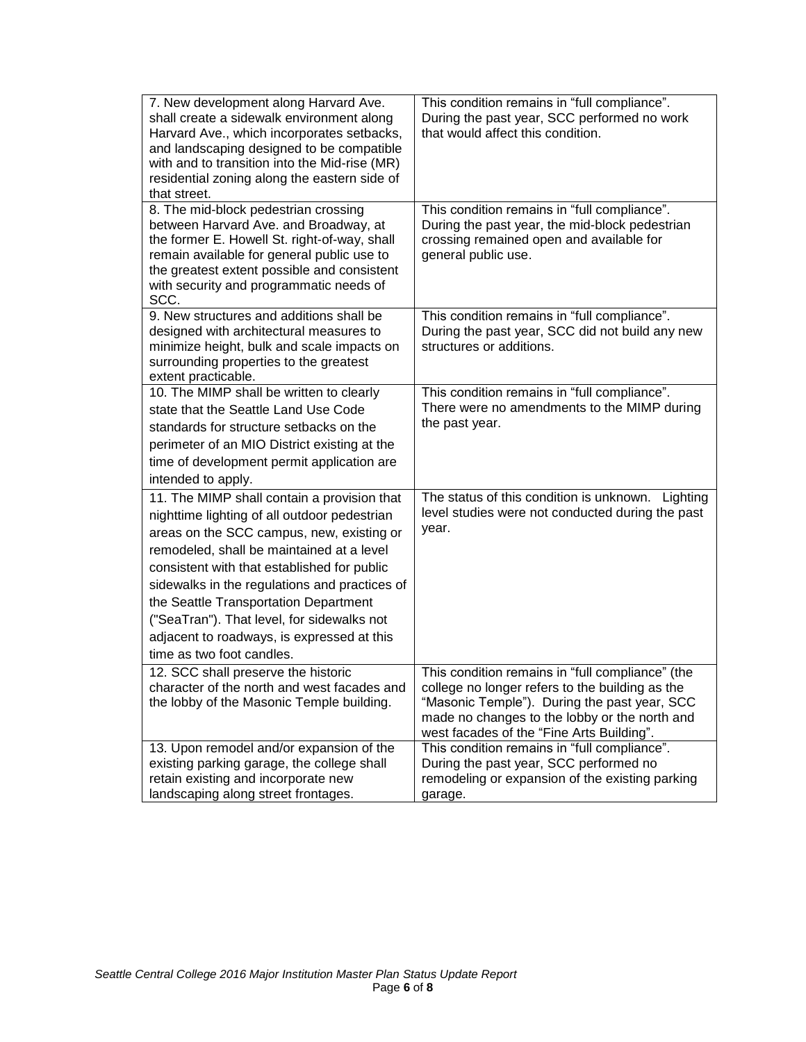| | |
|---|---|
| 7. New development along Harvard Ave. shall create a sidewalk environment along Harvard Ave., which incorporates setbacks, and landscaping designed to be compatible with and to transition into the Mid-rise (MR) residential zoning along the eastern side of that street. | This condition remains in "full compliance". During the past year, SCC performed no work that would affect this condition. |
| 8. The mid-block pedestrian crossing between Harvard Ave. and Broadway, at the former E. Howell St. right-of-way, shall remain available for general public use to the greatest extent possible and consistent with security and programmatic needs of SCC. | This condition remains in "full compliance". During the past year, the mid-block pedestrian crossing remained open and available for general public use. |
| 9. New structures and additions shall be designed with architectural measures to minimize height, bulk and scale impacts on surrounding properties to the greatest extent practicable. | This condition remains in "full compliance". During the past year, SCC did not build any new structures or additions. |
| 10. The MIMP shall be written to clearly state that the Seattle Land Use Code standards for structure setbacks on the perimeter of an MIO District existing at the time of development permit application are intended to apply. | This condition remains in "full compliance". There were no amendments to the MIMP during the past year. |
| 11. The MIMP shall contain a provision that nighttime lighting of all outdoor pedestrian areas on the SCC campus, new, existing or remodeled, shall be maintained at a level consistent with that established for public sidewalks in the regulations and practices of the Seattle Transportation Department ("SeaTran"). That level, for sidewalks not adjacent to roadways, is expressed at this time as two foot candles. | The status of this condition is unknown. Lighting level studies were not conducted during the past year. |
| 12. SCC shall preserve the historic character of the north and west facades and the lobby of the Masonic Temple building. | This condition remains in "full compliance" (the college no longer refers to the building as the "Masonic Temple"). During the past year, SCC made no changes to the lobby or the north and west facades of the "Fine Arts Building". |
| 13. Upon remodel and/or expansion of the existing parking garage, the college shall retain existing and incorporate new landscaping along street frontages. | This condition remains in "full compliance". During the past year, SCC performed no remodeling or expansion of the existing parking garage. |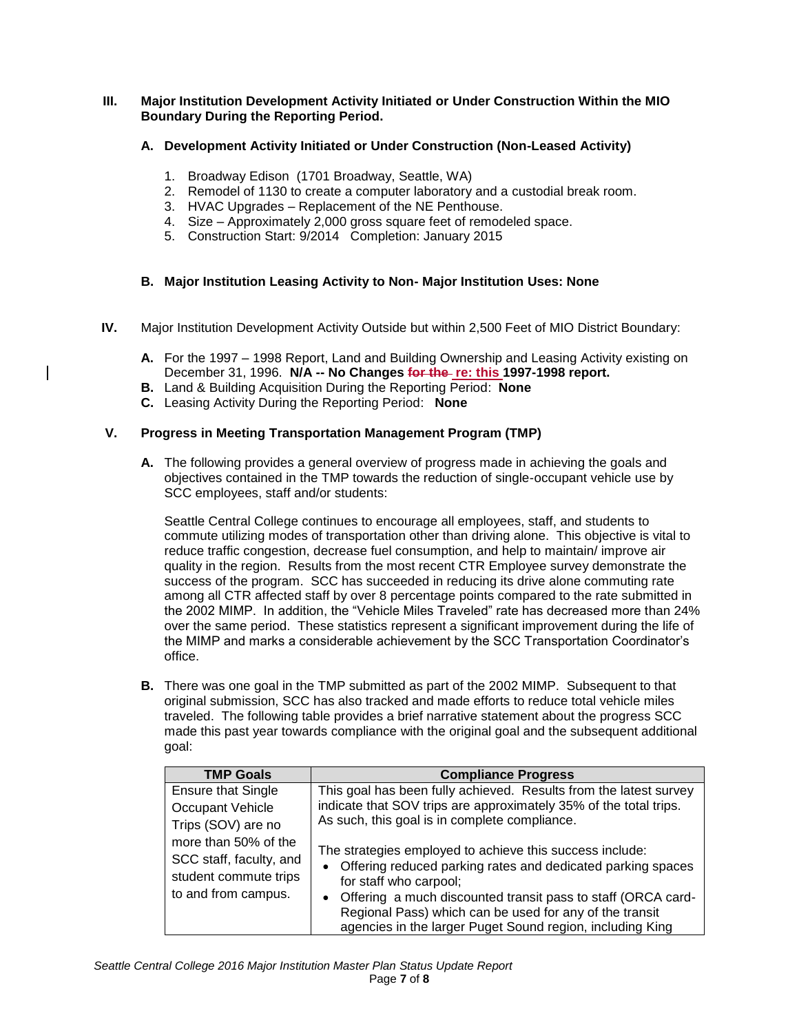## III. Major Institution Development Activity Initiated or Under Construction Within the MIO Boundary During the Reporting Period.

### A. Development Activity Initiated or Under Construction (Non-Leased Activity)

1. Broadway Edison (1701 Broadway, Seattle, WA)
2. Remodel of 1130 to create a computer laboratory and a custodial break room.
3. HVAC Upgrades – Replacement of the NE Penthouse.
4. Size – Approximately 2,000 gross square feet of remodeled space.
5. Construction Start: 9/2014 Completion: January 2015

### B. Major Institution Leasing Activity to Non- Major Institution Uses: None

## IV. Major Institution Development Activity Outside but within 2,500 Feet of MIO District Boundary:

**A.** For the 1997 – 1998 Report, Land and Building Ownership and Leasing Activity existing on December 31, 1996. **N/A -- No Changes ~~for the~~ re: this 1997-1998 report.**

**B.** Land & Building Acquisition During the Reporting Period: **None**

**C.** Leasing Activity During the Reporting Period: **None**

## V. Progress in Meeting Transportation Management Program (TMP)

**A.** The following provides a general overview of progress made in achieving the goals and objectives contained in the TMP towards the reduction of single-occupant vehicle use by SCC employees, staff and/or students:

Seattle Central College continues to encourage all employees, staff, and students to commute utilizing modes of transportation other than driving alone. This objective is vital to reduce traffic congestion, decrease fuel consumption, and help to maintain/ improve air quality in the region. Results from the most recent CTR Employee survey demonstrate the success of the program. SCC has succeeded in reducing its drive alone commuting rate among all CTR affected staff by over 8 percentage points compared to the rate submitted in the 2002 MIMP. In addition, the "Vehicle Miles Traveled" rate has decreased more than 24% over the same period. These statistics represent a significant improvement during the life of the MIMP and marks a considerable achievement by the SCC Transportation Coordinator's office.

**B.** There was one goal in the TMP submitted as part of the 2002 MIMP. Subsequent to that original submission, SCC has also tracked and made efforts to reduce total vehicle miles traveled. The following table provides a brief narrative statement about the progress SCC made this past year towards compliance with the original goal and the subsequent additional goal:

| TMP Goals | Compliance Progress |
|---|---|
| Ensure that Single Occupant Vehicle Trips (SOV) are no more than 50% of the SCC staff, faculty, and student commute trips to and from campus. | This goal has been fully achieved. Results from the latest survey indicate that SOV trips are approximately 35% of the total trips. As such, this goal is in complete compliance.<br><br>The strategies employed to achieve this success include:<br>• Offering reduced parking rates and dedicated parking spaces for staff who carpool;<br>• Offering a much discounted transit pass to staff (ORCA card-Regional Pass) which can be used for any of the transit agencies in the larger Puget Sound region, including King |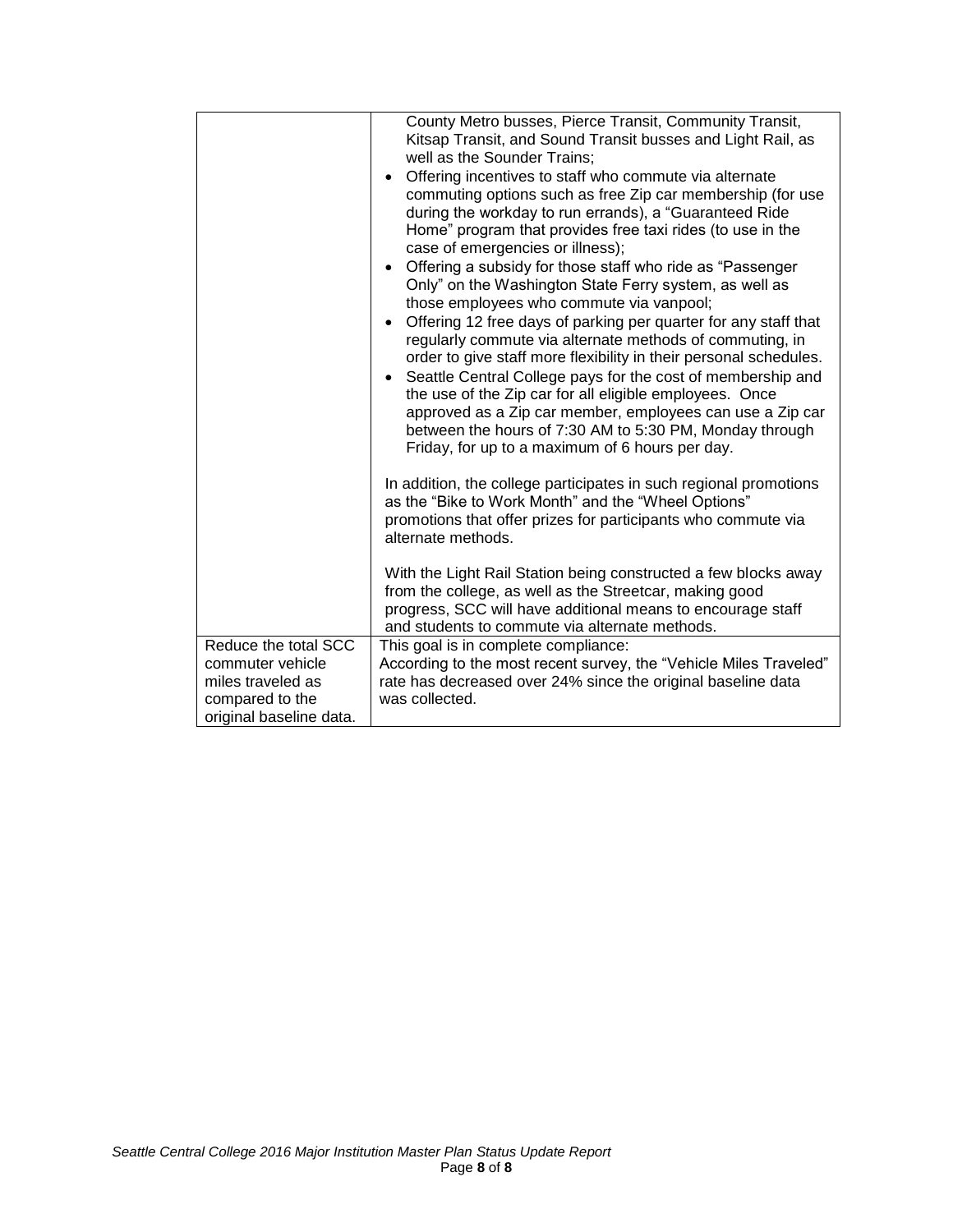| | |
|---|---|
| | County Metro busses, Pierce Transit, Community Transit, Kitsap Transit, and Sound Transit busses and Light Rail, as well as the Sounder Trains;<br>• Offering incentives to staff who commute via alternate commuting options such as free Zip car membership (for use during the workday to run errands), a "Guaranteed Ride Home" program that provides free taxi rides (to use in the case of emergencies or illness);<br>• Offering a subsidy for those staff who ride as "Passenger Only" on the Washington State Ferry system, as well as those employees who commute via vanpool;<br>• Offering 12 free days of parking per quarter for any staff that regularly commute via alternate methods of commuting, in order to give staff more flexibility in their personal schedules.<br>• Seattle Central College pays for the cost of membership and the use of the Zip car for all eligible employees. Once approved as a Zip car member, employees can use a Zip car between the hours of 7:30 AM to 5:30 PM, Monday through Friday, for up to a maximum of 6 hours per day.<br><br>In addition, the college participates in such regional promotions as the "Bike to Work Month" and the "Wheel Options" promotions that offer prizes for participants who commute via alternate methods.<br><br>With the Light Rail Station being constructed a few blocks away from the college, as well as the Streetcar, making good progress, SCC will have additional means to encourage staff and students to commute via alternate methods. |
| Reduce the total SCC commuter vehicle miles traveled as compared to the original baseline data. | This goal is in complete compliance:<br>According to the most recent survey, the "Vehicle Miles Traveled" rate has decreased over 24% since the original baseline data was collected. |